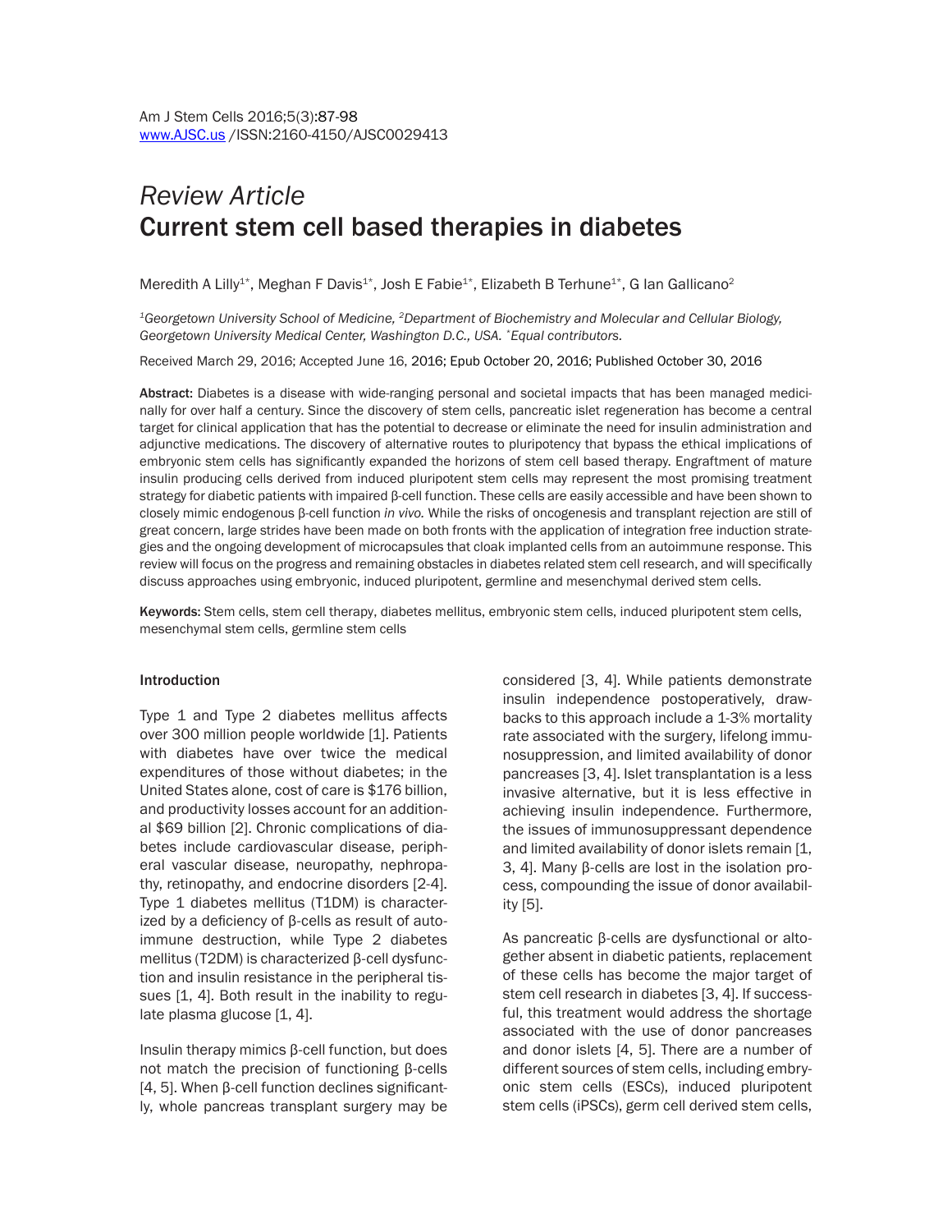*Review Article*
# Current stem cell based therapies in diabetes

Meredith A Lilly[1*], Meghan F Davis[1*], Josh E Fabie[1*], Elizabeth B Terhune[1*], G Ian Gallicano[2]

[1]*Georgetown University School of Medicine,* [2]*Department of Biochemistry and Molecular and Cellular Biology, Georgetown University Medical Center, Washington D.C., USA.* [*]*Equal contributors.*

Received March 29, 2016; Accepted June 16, 2016; Epub October 20, 2016; Published October 30, 2016

**Abstract:** Diabetes is a disease with wide-ranging personal and societal impacts that has been managed medicinally for over half a century. Since the discovery of stem cells, pancreatic islet regeneration has become a central target for clinical application that has the potential to decrease or eliminate the need for insulin administration and adjunctive medications. The discovery of alternative routes to pluripotency that bypass the ethical implications of embryonic stem cells has significantly expanded the horizons of stem cell based therapy. Engraftment of mature insulin producing cells derived from induced pluripotent stem cells may represent the most promising treatment strategy for diabetic patients with impaired β-cell function. These cells are easily accessible and have been shown to closely mimic endogenous β-cell function *in vivo.* While the risks of oncogenesis and transplant rejection are still of great concern, large strides have been made on both fronts with the application of integration free induction strategies and the ongoing development of microcapsules that cloak implanted cells from an autoimmune response. This review will focus on the progress and remaining obstacles in diabetes related stem cell research, and will specifically discuss approaches using embryonic, induced pluripotent, germline and mesenchymal derived stem cells.

**Keywords:** Stem cells, stem cell therapy, diabetes mellitus, embryonic stem cells, induced pluripotent stem cells, mesenchymal stem cells, germline stem cells

## Introduction

Type 1 and Type 2 diabetes mellitus affects over 300 million people worldwide [1]. Patients with diabetes have over twice the medical expenditures of those without diabetes; in the United States alone, cost of care is $176 billion, and productivity losses account for an additional $69 billion [2]. Chronic complications of diabetes include cardiovascular disease, peripheral vascular disease, neuropathy, nephropathy, retinopathy, and endocrine disorders [2-4]. Type 1 diabetes mellitus (T1DM) is characterized by a deficiency of β-cells as result of autoimmune destruction, while Type 2 diabetes mellitus (T2DM) is characterized β-cell dysfunction and insulin resistance in the peripheral tissues [1, 4]. Both result in the inability to regulate plasma glucose [1, 4].

Insulin therapy mimics β-cell function, but does not match the precision of functioning β-cells [4, 5]. When β-cell function declines significantly, whole pancreas transplant surgery may be considered [3, 4]. While patients demonstrate insulin independence postoperatively, drawbacks to this approach include a 1-3% mortality rate associated with the surgery, lifelong immunosuppression, and limited availability of donor pancreases [3, 4]. Islet transplantation is a less invasive alternative, but it is less effective in achieving insulin independence. Furthermore, the issues of immunosuppressant dependence and limited availability of donor islets remain [1, 3, 4]. Many β-cells are lost in the isolation process, compounding the issue of donor availability [5].

As pancreatic β-cells are dysfunctional or altogether absent in diabetic patients, replacement of these cells has become the major target of stem cell research in diabetes [3, 4]. If successful, this treatment would address the shortage associated with the use of donor pancreases and donor islets [4, 5]. There are a number of different sources of stem cells, including embryonic stem cells (ESCs), induced pluripotent stem cells (iPSCs), germ cell derived stem cells,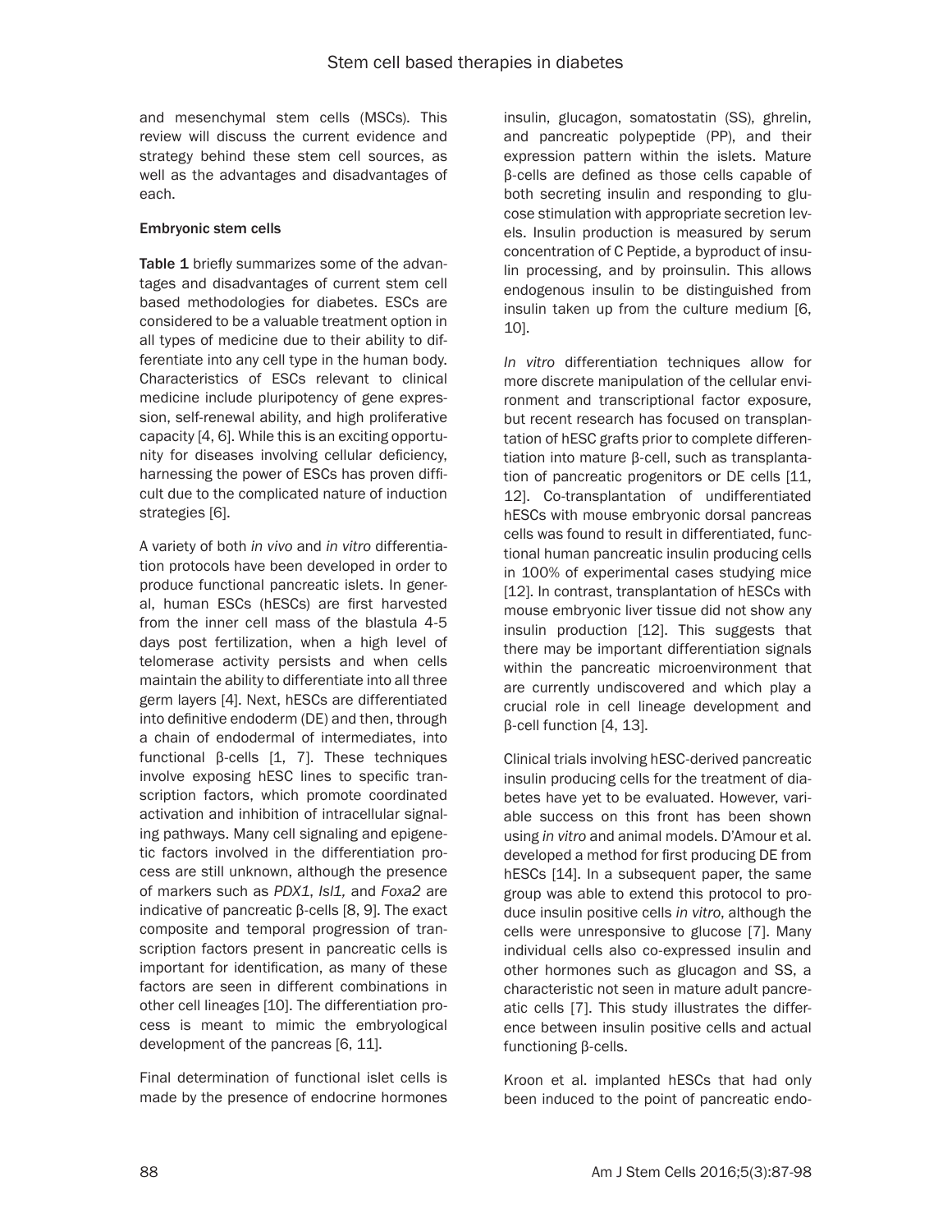and mesenchymal stem cells (MSCs). This review will discuss the current evidence and strategy behind these stem cell sources, as well as the advantages and disadvantages of each.

### Embryonic stem cells

**Table 1** briefly summarizes some of the advantages and disadvantages of current stem cell based methodologies for diabetes. ESCs are considered to be a valuable treatment option in all types of medicine due to their ability to differentiate into any cell type in the human body. Characteristics of ESCs relevant to clinical medicine include pluripotency of gene expression, self-renewal ability, and high proliferative capacity [4, 6]. While this is an exciting opportunity for diseases involving cellular deficiency, harnessing the power of ESCs has proven difficult due to the complicated nature of induction strategies [6].

A variety of both *in vivo* and *in vitro* differentiation protocols have been developed in order to produce functional pancreatic islets. In general, human ESCs (hESCs) are first harvested from the inner cell mass of the blastula 4-5 days post fertilization, when a high level of telomerase activity persists and when cells maintain the ability to differentiate into all three germ layers [4]. Next, hESCs are differentiated into definitive endoderm (DE) and then, through a chain of endodermal of intermediates, into functional β-cells [1, 7]. These techniques involve exposing hESC lines to specific transcription factors, which promote coordinated activation and inhibition of intracellular signaling pathways. Many cell signaling and epigenetic factors involved in the differentiation process are still unknown, although the presence of markers such as *PDX1, Isl1,* and *Foxa2* are indicative of pancreatic β-cells [8, 9]. The exact composite and temporal progression of transcription factors present in pancreatic cells is important for identification, as many of these factors are seen in different combinations in other cell lineages [10]. The differentiation process is meant to mimic the embryological development of the pancreas [6, 11].

Final determination of functional islet cells is made by the presence of endocrine hormones insulin, glucagon, somatostatin (SS), ghrelin, and pancreatic polypeptide (PP), and their expression pattern within the islets. Mature β-cells are defined as those cells capable of both secreting insulin and responding to glucose stimulation with appropriate secretion levels. Insulin production is measured by serum concentration of C Peptide, a byproduct of insulin processing, and by proinsulin. This allows endogenous insulin to be distinguished from insulin taken up from the culture medium [6, 10].

*In vitro* differentiation techniques allow for more discrete manipulation of the cellular environment and transcriptional factor exposure, but recent research has focused on transplantation of hESC grafts prior to complete differentiation into mature β-cell, such as transplantation of pancreatic progenitors or DE cells [11, 12]. Co-transplantation of undifferentiated hESCs with mouse embryonic dorsal pancreas cells was found to result in differentiated, functional human pancreatic insulin producing cells in 100% of experimental cases studying mice [12]. In contrast, transplantation of hESCs with mouse embryonic liver tissue did not show any insulin production [12]. This suggests that there may be important differentiation signals within the pancreatic microenvironment that are currently undiscovered and which play a crucial role in cell lineage development and β-cell function [4, 13].

Clinical trials involving hESC-derived pancreatic insulin producing cells for the treatment of diabetes have yet to be evaluated. However, variable success on this front has been shown using *in vitro* and animal models. D'Amour et al. developed a method for first producing DE from hESCs [14]. In a subsequent paper, the same group was able to extend this protocol to produce insulin positive cells *in vitro*, although the cells were unresponsive to glucose [7]. Many individual cells also co-expressed insulin and other hormones such as glucagon and SS, a characteristic not seen in mature adult pancreatic cells [7]. This study illustrates the difference between insulin positive cells and actual functioning β-cells.

Kroon et al. implanted hESCs that had only been induced to the point of pancreatic endo-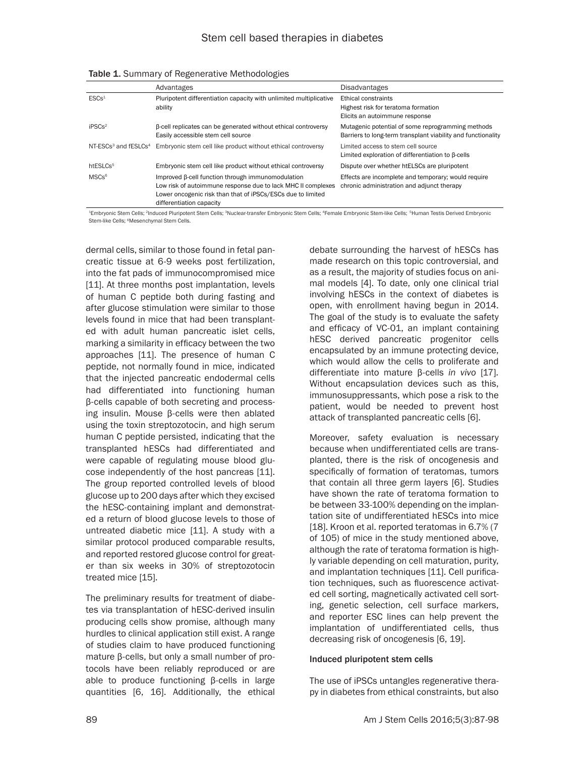Table 1. Summary of Regenerative Methodologies

| | Advantages | Disadvantages |
|---|---|---|
| ESCs[1] | Pluripotent differentiation capacity with unlimited multiplicative ability | Ethical constraints<br>Highest risk for teratoma formation<br>Elicits an autoimmune response |
| iPSCs[2] | β-cell replicates can be generated without ethical controversy<br>Easily accessible stem cell source | Mutagenic potential of some reprogramming methods<br>Barriers to long-term transplant viability and functionality |
| NT-ESCs[3] and fESLCs[4] | Embryonic stem cell like product without ethical controversy | Limited access to stem cell source<br>Limited exploration of differentiation to β-cells |
| htESLCs[5] | Embryonic stem cell like product without ethical controversy | Dispute over whether htELSCs are pluripotent |
| MSCs[6] | Improved β-cell function through immunomodulation<br>Low risk of autoimmune response due to lack MHC II complexes<br>Lower oncogenic risk than that of iPSCs/ESCs due to limited differentiation capacity | Effects are incomplete and temporary; would require chronic administration and adjunct therapy |

[1]Embryonic Stem Cells; [2]Induced Pluripotent Stem Cells; [3]Nuclear-transfer Embryonic Stem Cells; [4]Female Embryonic Stem-like Cells; [5]Human Testis Derived Embryonic Stem-like Cells; [6]Mesenchymal Stem Cells.

dermal cells, similar to those found in fetal pancreatic tissue at 6-9 weeks post fertilization, into the fat pads of immunocompromised mice [11]. At three months post implantation, levels of human C peptide both during fasting and after glucose stimulation were similar to those levels found in mice that had been transplanted with adult human pancreatic islet cells, marking a similarity in efficacy between the two approaches [11]. The presence of human C peptide, not normally found in mice, indicated that the injected pancreatic endodermal cells had differentiated into functioning human β-cells capable of both secreting and processing insulin. Mouse β-cells were then ablated using the toxin streptozotocin, and high serum human C peptide persisted, indicating that the transplanted hESCs had differentiated and were capable of regulating mouse blood glucose independently of the host pancreas [11]. The group reported controlled levels of blood glucose up to 200 days after which they excised the hESC-containing implant and demonstrated a return of blood glucose levels to those of untreated diabetic mice [11]. A study with a similar protocol produced comparable results, and reported restored glucose control for greater than six weeks in 30% of streptozotocin treated mice [15].

The preliminary results for treatment of diabetes via transplantation of hESC-derived insulin producing cells show promise, although many hurdles to clinical application still exist. A range of studies claim to have produced functioning mature β-cells, but only a small number of protocols have been reliably reproduced or are able to produce functioning β-cells in large quantities [6, 16]. Additionally, the ethical debate surrounding the harvest of hESCs has made research on this topic controversial, and as a result, the majority of studies focus on animal models [4]. To date, only one clinical trial involving hESCs in the context of diabetes is open, with enrollment having begun in 2014. The goal of the study is to evaluate the safety and efficacy of VC-01, an implant containing hESC derived pancreatic progenitor cells encapsulated by an immune protecting device, which would allow the cells to proliferate and differentiate into mature β-cells *in vivo* [17]. Without encapsulation devices such as this, immunosuppressants, which pose a risk to the patient, would be needed to prevent host attack of transplanted pancreatic cells [6].

Moreover, safety evaluation is necessary because when undifferentiated cells are transplanted, there is the risk of oncogenesis and specifically of formation of teratomas, tumors that contain all three germ layers [6]. Studies have shown the rate of teratoma formation to be between 33-100% depending on the implantation site of undifferentiated hESCs into mice [18]. Kroon et al. reported teratomas in 6.7% (7 of 105) of mice in the study mentioned above, although the rate of teratoma formation is highly variable depending on cell maturation, purity, and implantation techniques [11]. Cell purification techniques, such as fluorescence activated cell sorting, magnetically activated cell sorting, genetic selection, cell surface markers, and reporter ESC lines can help prevent the implantation of undifferentiated cells, thus decreasing risk of oncogenesis [6, 19].

#### Induced pluripotent stem cells

The use of iPSCs untangles regenerative therapy in diabetes from ethical constraints, but also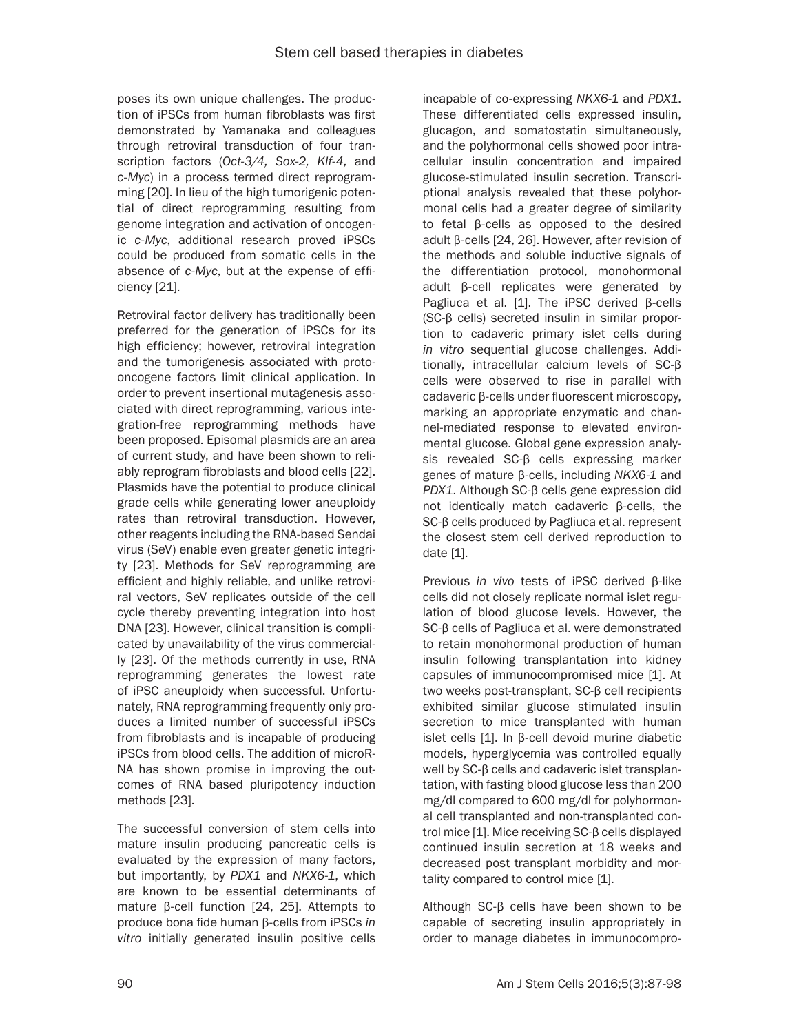poses its own unique challenges. The production of iPSCs from human fibroblasts was first demonstrated by Yamanaka and colleagues through retroviral transduction of four transcription factors (*Oct-3/4, Sox-2, Klf-4,* and *c-Myc*) in a process termed direct reprogramming [20]. In lieu of the high tumorigenic potential of direct reprogramming resulting from genome integration and activation of oncogenic *c-Myc*, additional research proved iPSCs could be produced from somatic cells in the absence of *c-Myc*, but at the expense of efficiency [21].

Retroviral factor delivery has traditionally been preferred for the generation of iPSCs for its high efficiency; however, retroviral integration and the tumorigenesis associated with proto-oncogene factors limit clinical application. In order to prevent insertional mutagenesis associated with direct reprogramming, various integration-free reprogramming methods have been proposed. Episomal plasmids are an area of current study, and have been shown to reliably reprogram fibroblasts and blood cells [22]. Plasmids have the potential to produce clinical grade cells while generating lower aneuploidy rates than retroviral transduction. However, other reagents including the RNA-based Sendai virus (SeV) enable even greater genetic integrity [23]. Methods for SeV reprogramming are efficient and highly reliable, and unlike retroviral vectors, SeV replicates outside of the cell cycle thereby preventing integration into host DNA [23]. However, clinical transition is complicated by unavailability of the virus commercially [23]. Of the methods currently in use, RNA reprogramming generates the lowest rate of iPSC aneuploidy when successful. Unfortunately, RNA reprogramming frequently only produces a limited number of successful iPSCs from fibroblasts and is incapable of producing iPSCs from blood cells. The addition of microRNA has shown promise in improving the outcomes of RNA based pluripotency induction methods [23].

The successful conversion of stem cells into mature insulin producing pancreatic cells is evaluated by the expression of many factors, but importantly, by *PDX1* and *NKX6-1*, which are known to be essential determinants of mature β-cell function [24, 25]. Attempts to produce bona fide human β-cells from iPSCs *in vitro* initially generated insulin positive cells incapable of co-expressing *NKX6-1* and *PDX1*. These differentiated cells expressed insulin, glucagon, and somatostatin simultaneously, and the polyhormonal cells showed poor intracellular insulin concentration and impaired glucose-stimulated insulin secretion. Transcriptional analysis revealed that these polyhormonal cells had a greater degree of similarity to fetal β-cells as opposed to the desired adult β-cells [24, 26]. However, after revision of the methods and soluble inductive signals of the differentiation protocol, monohormonal adult β-cell replicates were generated by Pagliuca et al. [1]. The iPSC derived β-cells (SC-β cells) secreted insulin in similar proportion to cadaveric primary islet cells during *in vitro* sequential glucose challenges. Additionally, intracellular calcium levels of SC-β cells were observed to rise in parallel with cadaveric β-cells under fluorescent microscopy, marking an appropriate enzymatic and channel-mediated response to elevated environmental glucose. Global gene expression analysis revealed SC-β cells expressing marker genes of mature β-cells, including *NKX6-1* and *PDX1*. Although SC-β cells gene expression did not identically match cadaveric β-cells, the SC-β cells produced by Pagliuca et al. represent the closest stem cell derived reproduction to date [1].

Previous *in vivo* tests of iPSC derived β-like cells did not closely replicate normal islet regulation of blood glucose levels. However, the SC-β cells of Pagliuca et al. were demonstrated to retain monohormonal production of human insulin following transplantation into kidney capsules of immunocompromised mice [1]. At two weeks post-transplant, SC-β cell recipients exhibited similar glucose stimulated insulin secretion to mice transplanted with human islet cells [1]. In β-cell devoid murine diabetic models, hyperglycemia was controlled equally well by SC-β cells and cadaveric islet transplantation, with fasting blood glucose less than 200 mg/dl compared to 600 mg/dl for polyhormonal cell transplanted and non-transplanted control mice [1]. Mice receiving SC-β cells displayed continued insulin secretion at 18 weeks and decreased post transplant morbidity and mortality compared to control mice [1].

Although SC-β cells have been shown to be capable of secreting insulin appropriately in order to manage diabetes in immunocompro-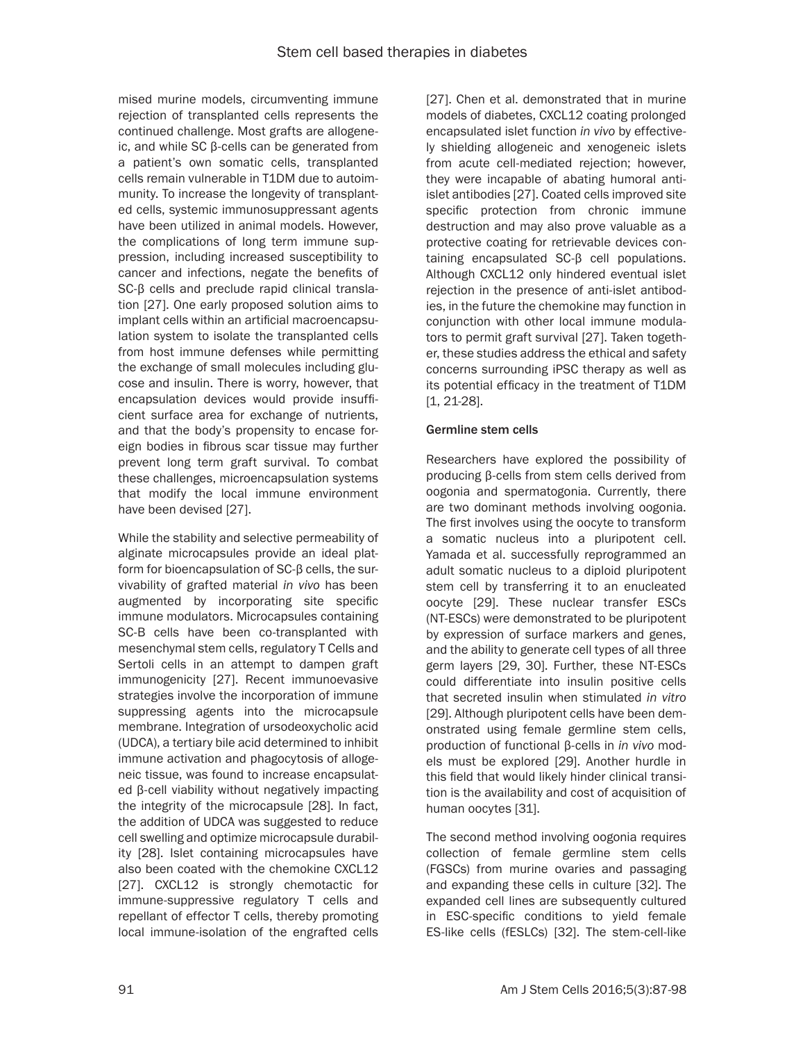mised murine models, circumventing immune rejection of transplanted cells represents the continued challenge. Most grafts are allogeneic, and while SC β-cells can be generated from a patient's own somatic cells, transplanted cells remain vulnerable in T1DM due to autoimmunity. To increase the longevity of transplanted cells, systemic immunosuppressant agents have been utilized in animal models. However, the complications of long term immune suppression, including increased susceptibility to cancer and infections, negate the benefits of SC-β cells and preclude rapid clinical translation [27]. One early proposed solution aims to implant cells within an artificial macroencapsulation system to isolate the transplanted cells from host immune defenses while permitting the exchange of small molecules including glucose and insulin. There is worry, however, that encapsulation devices would provide insufficient surface area for exchange of nutrients, and that the body's propensity to encase foreign bodies in fibrous scar tissue may further prevent long term graft survival. To combat these challenges, microencapsulation systems that modify the local immune environment have been devised [27].

While the stability and selective permeability of alginate microcapsules provide an ideal platform for bioencapsulation of SC-β cells, the survivability of grafted material *in vivo* has been augmented by incorporating site specific immune modulators. Microcapsules containing SC-B cells have been co-transplanted with mesenchymal stem cells, regulatory T Cells and Sertoli cells in an attempt to dampen graft immunogenicity [27]. Recent immunoevasive strategies involve the incorporation of immune suppressing agents into the microcapsule membrane. Integration of ursodeoxycholic acid (UDCA), a tertiary bile acid determined to inhibit immune activation and phagocytosis of allogeneic tissue, was found to increase encapsulated β-cell viability without negatively impacting the integrity of the microcapsule [28]. In fact, the addition of UDCA was suggested to reduce cell swelling and optimize microcapsule durability [28]. Islet containing microcapsules have also been coated with the chemokine CXCL12 [27]. CXCL12 is strongly chemotactic for immune-suppressive regulatory T cells and repellant of effector T cells, thereby promoting local immune-isolation of the engrafted cells [27]. Chen et al. demonstrated that in murine models of diabetes, CXCL12 coating prolonged encapsulated islet function *in vivo* by effectively shielding allogeneic and xenogeneic islets from acute cell-mediated rejection; however, they were incapable of abating humoral anti-islet antibodies [27]. Coated cells improved site specific protection from chronic immune destruction and may also prove valuable as a protective coating for retrievable devices containing encapsulated SC-β cell populations. Although CXCL12 only hindered eventual islet rejection in the presence of anti-islet antibodies, in the future the chemokine may function in conjunction with other local immune modulators to permit graft survival [27]. Taken together, these studies address the ethical and safety concerns surrounding iPSC therapy as well as its potential efficacy in the treatment of T1DM [1, 21-28].

#### Germline stem cells

Researchers have explored the possibility of producing β-cells from stem cells derived from oogonia and spermatogonia. Currently, there are two dominant methods involving oogonia. The first involves using the oocyte to transform a somatic nucleus into a pluripotent cell. Yamada et al. successfully reprogrammed an adult somatic nucleus to a diploid pluripotent stem cell by transferring it to an enucleated oocyte [29]. These nuclear transfer ESCs (NT-ESCs) were demonstrated to be pluripotent by expression of surface markers and genes, and the ability to generate cell types of all three germ layers [29, 30]. Further, these NT-ESCs could differentiate into insulin positive cells that secreted insulin when stimulated *in vitro* [29]. Although pluripotent cells have been demonstrated using female germline stem cells, production of functional β-cells in *in vivo* models must be explored [29]. Another hurdle in this field that would likely hinder clinical transition is the availability and cost of acquisition of human oocytes [31].

The second method involving oogonia requires collection of female germline stem cells (FGSCs) from murine ovaries and passaging and expanding these cells in culture [32]. The expanded cell lines are subsequently cultured in ESC-specific conditions to yield female ES-like cells (fESLCs) [32]. The stem-cell-like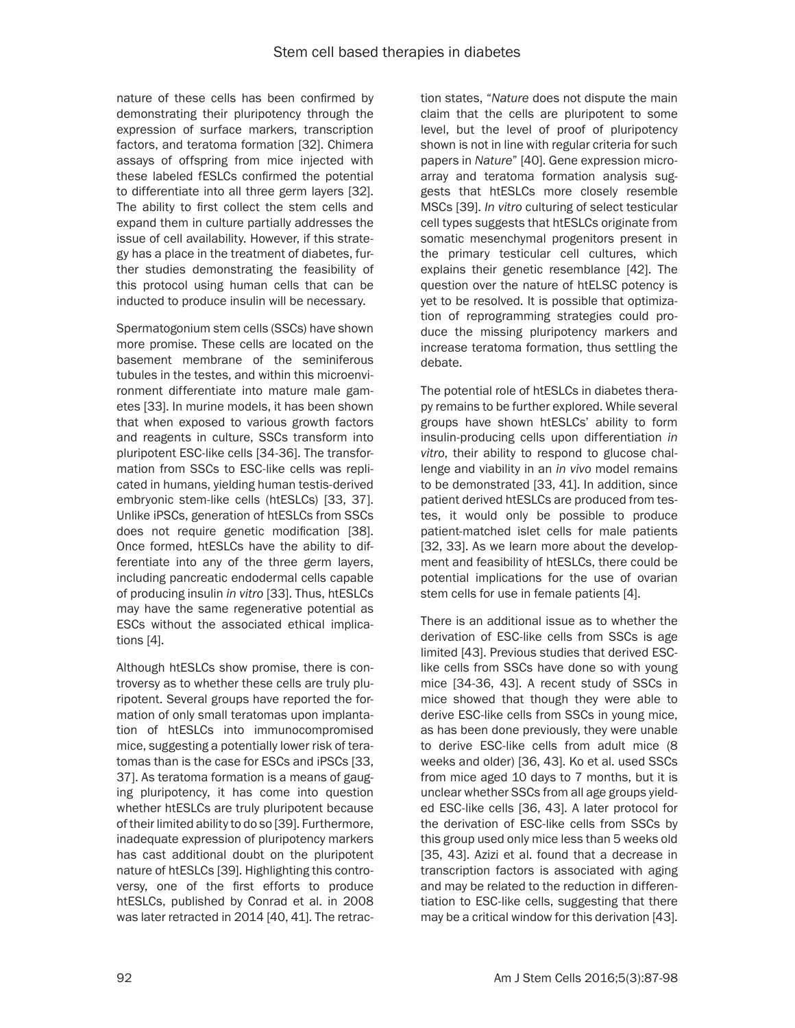nature of these cells has been confirmed by demonstrating their pluripotency through the expression of surface markers, transcription factors, and teratoma formation [32]. Chimera assays of offspring from mice injected with these labeled fESLCs confirmed the potential to differentiate into all three germ layers [32]. The ability to first collect the stem cells and expand them in culture partially addresses the issue of cell availability. However, if this strategy has a place in the treatment of diabetes, further studies demonstrating the feasibility of this protocol using human cells that can be inducted to produce insulin will be necessary.

Spermatogonium stem cells (SSCs) have shown more promise. These cells are located on the basement membrane of the seminiferous tubules in the testes, and within this microenvironment differentiate into mature male gametes [33]. In murine models, it has been shown that when exposed to various growth factors and reagents in culture, SSCs transform into pluripotent ESC-like cells [34-36]. The transformation from SSCs to ESC-like cells was replicated in humans, yielding human testis-derived embryonic stem-like cells (htESLCs) [33, 37]. Unlike iPSCs, generation of htESLCs from SSCs does not require genetic modification [38]. Once formed, htESLCs have the ability to differentiate into any of the three germ layers, including pancreatic endodermal cells capable of producing insulin *in vitro* [33]. Thus, htESLCs may have the same regenerative potential as ESCs without the associated ethical implications [4].

Although htESLCs show promise, there is controversy as to whether these cells are truly pluripotent. Several groups have reported the formation of only small teratomas upon implantation of htESLCs into immunocompromised mice, suggesting a potentially lower risk of teratomas than is the case for ESCs and iPSCs [33, 37]. As teratoma formation is a means of gauging pluripotency, it has come into question whether htESLCs are truly pluripotent because of their limited ability to do so [39]. Furthermore, inadequate expression of pluripotency markers has cast additional doubt on the pluripotent nature of htESLCs [39]. Highlighting this controversy, one of the first efforts to produce htESLCs, published by Conrad et al. in 2008 was later retracted in 2014 [40, 41]. The retraction states, "*Nature* does not dispute the main claim that the cells are pluripotent to some level, but the level of proof of pluripotency shown is not in line with regular criteria for such papers in *Nature*" [40]. Gene expression microarray and teratoma formation analysis suggests that htESLCs more closely resemble MSCs [39]. *In vitro* culturing of select testicular cell types suggests that htESLCs originate from somatic mesenchymal progenitors present in the primary testicular cell cultures, which explains their genetic resemblance [42]. The question over the nature of htELSC potency is yet to be resolved. It is possible that optimization of reprogramming strategies could produce the missing pluripotency markers and increase teratoma formation, thus settling the debate.

The potential role of htESLCs in diabetes therapy remains to be further explored. While several groups have shown htESLCs' ability to form insulin-producing cells upon differentiation *in vitro*, their ability to respond to glucose challenge and viability in an *in vivo* model remains to be demonstrated [33, 41]. In addition, since patient derived htESLCs are produced from testes, it would only be possible to produce patient-matched islet cells for male patients [32, 33]. As we learn more about the development and feasibility of htESLCs, there could be potential implications for the use of ovarian stem cells for use in female patients [4].

There is an additional issue as to whether the derivation of ESC-like cells from SSCs is age limited [43]. Previous studies that derived ESC-like cells from SSCs have done so with young mice [34-36, 43]. A recent study of SSCs in mice showed that though they were able to derive ESC-like cells from SSCs in young mice, as has been done previously, they were unable to derive ESC-like cells from adult mice (8 weeks and older) [36, 43]. Ko et al. used SSCs from mice aged 10 days to 7 months, but it is unclear whether SSCs from all age groups yielded ESC-like cells [36, 43]. A later protocol for the derivation of ESC-like cells from SSCs by this group used only mice less than 5 weeks old [35, 43]. Azizi et al. found that a decrease in transcription factors is associated with aging and may be related to the reduction in differentiation to ESC-like cells, suggesting that there may be a critical window for this derivation [43].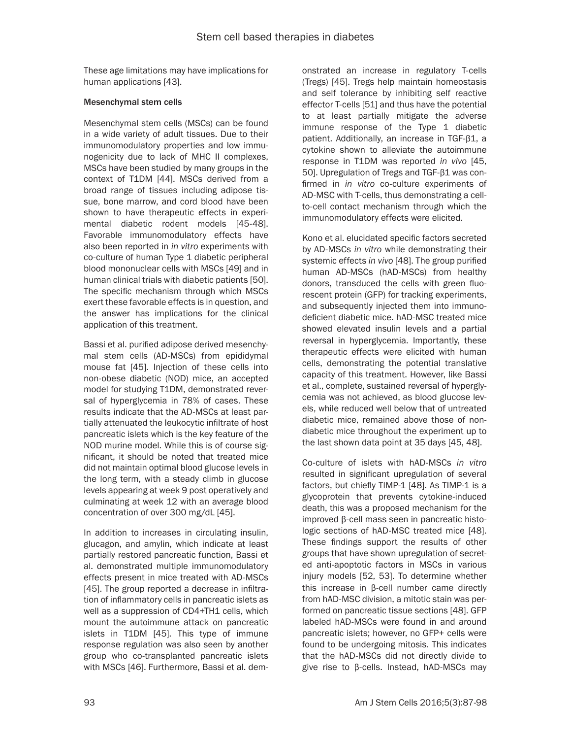These age limitations may have implications for human applications [43].

### Mesenchymal stem cells

Mesenchymal stem cells (MSCs) can be found in a wide variety of adult tissues. Due to their immunomodulatory properties and low immunogenicity due to lack of MHC II complexes, MSCs have been studied by many groups in the context of T1DM [44]. MSCs derived from a broad range of tissues including adipose tissue, bone marrow, and cord blood have been shown to have therapeutic effects in experimental diabetic rodent models [45-48]. Favorable immunomodulatory effects have also been reported in *in vitro* experiments with co-culture of human Type 1 diabetic peripheral blood mononuclear cells with MSCs [49] and in human clinical trials with diabetic patients [50]. The specific mechanism through which MSCs exert these favorable effects is in question, and the answer has implications for the clinical application of this treatment.

Bassi et al. purified adipose derived mesenchymal stem cells (AD-MSCs) from epididymal mouse fat [45]. Injection of these cells into non-obese diabetic (NOD) mice, an accepted model for studying T1DM, demonstrated reversal of hyperglycemia in 78% of cases. These results indicate that the AD-MSCs at least partially attenuated the leukocytic infiltrate of host pancreatic islets which is the key feature of the NOD murine model. While this is of course significant, it should be noted that treated mice did not maintain optimal blood glucose levels in the long term, with a steady climb in glucose levels appearing at week 9 post operatively and culminating at week 12 with an average blood concentration of over 300 mg/dL [45].

In addition to increases in circulating insulin, glucagon, and amylin, which indicate at least partially restored pancreatic function, Bassi et al. demonstrated multiple immunomodulatory effects present in mice treated with AD-MSCs [45]. The group reported a decrease in infiltration of inflammatory cells in pancreatic islets as well as a suppression of CD4+TH1 cells, which mount the autoimmune attack on pancreatic islets in T1DM [45]. This type of immune response regulation was also seen by another group who co-transplanted pancreatic islets with MSCs [46]. Furthermore, Bassi et al. demonstrated an increase in regulatory T-cells (Tregs) [45]. Tregs help maintain homeostasis and self tolerance by inhibiting self reactive effector T-cells [51] and thus have the potential to at least partially mitigate the adverse immune response of the Type 1 diabetic patient. Additionally, an increase in TGF-β1, a cytokine shown to alleviate the autoimmune response in T1DM was reported *in vivo* [45, 50]. Upregulation of Tregs and TGF-β1 was confirmed in *in vitro* co-culture experiments of AD-MSC with T-cells, thus demonstrating a cell-to-cell contact mechanism through which the immunomodulatory effects were elicited.

Kono et al. elucidated specific factors secreted by AD-MSCs *in vitro* while demonstrating their systemic effects *in vivo* [48]. The group purified human AD-MSCs (hAD-MSCs) from healthy donors, transduced the cells with green fluorescent protein (GFP) for tracking experiments, and subsequently injected them into immunodeficient diabetic mice. hAD-MSC treated mice showed elevated insulin levels and a partial reversal in hyperglycemia. Importantly, these therapeutic effects were elicited with human cells, demonstrating the potential translative capacity of this treatment. However, like Bassi et al., complete, sustained reversal of hyperglycemia was not achieved, as blood glucose levels, while reduced well below that of untreated diabetic mice, remained above those of non-diabetic mice throughout the experiment up to the last shown data point at 35 days [45, 48].

Co-culture of islets with hAD-MSCs *in vitro* resulted in significant upregulation of several factors, but chiefly TIMP-1 [48]. As TIMP-1 is a glycoprotein that prevents cytokine-induced death, this was a proposed mechanism for the improved β-cell mass seen in pancreatic histologic sections of hAD-MSC treated mice [48]. These findings support the results of other groups that have shown upregulation of secreted anti-apoptotic factors in MSCs in various injury models [52, 53]. To determine whether this increase in β-cell number came directly from hAD-MSC division, a mitotic stain was performed on pancreatic tissue sections [48]. GFP labeled hAD-MSCs were found in and around pancreatic islets; however, no GFP+ cells were found to be undergoing mitosis. This indicates that the hAD-MSCs did not directly divide to give rise to β-cells. Instead, hAD-MSCs may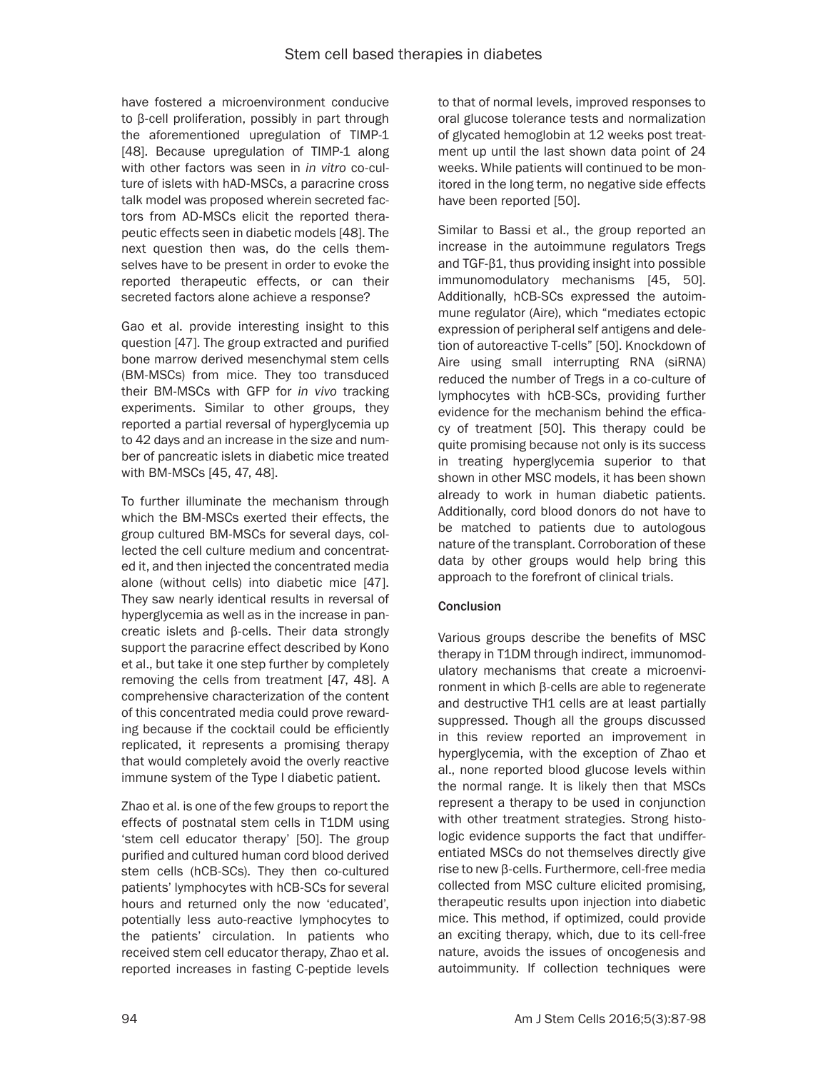have fostered a microenvironment conducive to β-cell proliferation, possibly in part through the aforementioned upregulation of TIMP-1 [48]. Because upregulation of TIMP-1 along with other factors was seen in *in vitro* co-culture of islets with hAD-MSCs, a paracrine cross talk model was proposed wherein secreted factors from AD-MSCs elicit the reported therapeutic effects seen in diabetic models [48]. The next question then was, do the cells themselves have to be present in order to evoke the reported therapeutic effects, or can their secreted factors alone achieve a response?

Gao et al. provide interesting insight to this question [47]. The group extracted and purified bone marrow derived mesenchymal stem cells (BM-MSCs) from mice. They too transduced their BM-MSCs with GFP for *in vivo* tracking experiments. Similar to other groups, they reported a partial reversal of hyperglycemia up to 42 days and an increase in the size and number of pancreatic islets in diabetic mice treated with BM-MSCs [45, 47, 48].

To further illuminate the mechanism through which the BM-MSCs exerted their effects, the group cultured BM-MSCs for several days, collected the cell culture medium and concentrated it, and then injected the concentrated media alone (without cells) into diabetic mice [47]. They saw nearly identical results in reversal of hyperglycemia as well as in the increase in pancreatic islets and β-cells. Their data strongly support the paracrine effect described by Kono et al., but take it one step further by completely removing the cells from treatment [47, 48]. A comprehensive characterization of the content of this concentrated media could prove rewarding because if the cocktail could be efficiently replicated, it represents a promising therapy that would completely avoid the overly reactive immune system of the Type I diabetic patient.

Zhao et al. is one of the few groups to report the effects of postnatal stem cells in T1DM using 'stem cell educator therapy' [50]. The group purified and cultured human cord blood derived stem cells (hCB-SCs). They then co-cultured patients' lymphocytes with hCB-SCs for several hours and returned only the now 'educated', potentially less auto-reactive lymphocytes to the patients' circulation. In patients who received stem cell educator therapy, Zhao et al. reported increases in fasting C-peptide levels to that of normal levels, improved responses to oral glucose tolerance tests and normalization of glycated hemoglobin at 12 weeks post treatment up until the last shown data point of 24 weeks. While patients will continued to be monitored in the long term, no negative side effects have been reported [50].

Similar to Bassi et al., the group reported an increase in the autoimmune regulators Tregs and TGF-β1, thus providing insight into possible immunomodulatory mechanisms [45, 50]. Additionally, hCB-SCs expressed the autoimmune regulator (Aire), which "mediates ectopic expression of peripheral self antigens and deletion of autoreactive T-cells" [50]. Knockdown of Aire using small interrupting RNA (siRNA) reduced the number of Tregs in a co-culture of lymphocytes with hCB-SCs, providing further evidence for the mechanism behind the efficacy of treatment [50]. This therapy could be quite promising because not only is its success in treating hyperglycemia superior to that shown in other MSC models, it has been shown already to work in human diabetic patients. Additionally, cord blood donors do not have to be matched to patients due to autologous nature of the transplant. Corroboration of these data by other groups would help bring this approach to the forefront of clinical trials.

## Conclusion

Various groups describe the benefits of MSC therapy in T1DM through indirect, immunomodulatory mechanisms that create a microenvironment in which β-cells are able to regenerate and destructive TH1 cells are at least partially suppressed. Though all the groups discussed in this review reported an improvement in hyperglycemia, with the exception of Zhao et al., none reported blood glucose levels within the normal range. It is likely then that MSCs represent a therapy to be used in conjunction with other treatment strategies. Strong histologic evidence supports the fact that undifferentiated MSCs do not themselves directly give rise to new β-cells. Furthermore, cell-free media collected from MSC culture elicited promising, therapeutic results upon injection into diabetic mice. This method, if optimized, could provide an exciting therapy, which, due to its cell-free nature, avoids the issues of oncogenesis and autoimmunity. If collection techniques were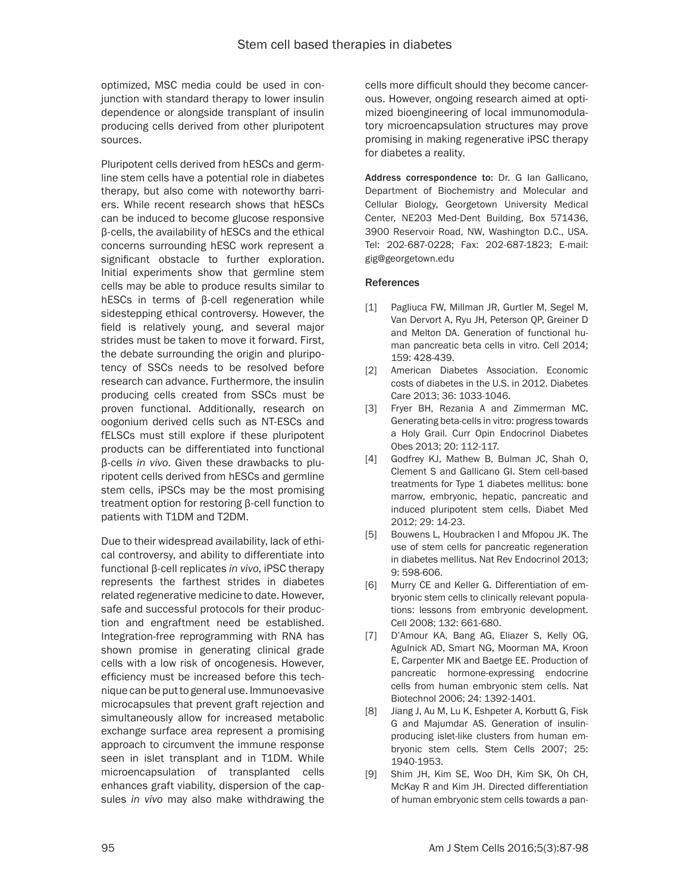optimized, MSC media could be used in conjunction with standard therapy to lower insulin dependence or alongside transplant of insulin producing cells derived from other pluripotent sources.

Pluripotent cells derived from hESCs and germline stem cells have a potential role in diabetes therapy, but also come with noteworthy barriers. While recent research shows that hESCs can be induced to become glucose responsive β-cells, the availability of hESCs and the ethical concerns surrounding hESC work represent a significant obstacle to further exploration. Initial experiments show that germline stem cells may be able to produce results similar to hESCs in terms of β-cell regeneration while sidestepping ethical controversy. However, the field is relatively young, and several major strides must be taken to move it forward. First, the debate surrounding the origin and pluripotency of SSCs needs to be resolved before research can advance. Furthermore, the insulin producing cells created from SSCs must be proven functional. Additionally, research on oogonium derived cells such as NT-ESCs and fELSCs must still explore if these pluripotent products can be differentiated into functional β-cells *in vivo*. Given these drawbacks to pluripotent cells derived from hESCs and germline stem cells, iPSCs may be the most promising treatment option for restoring β-cell function to patients with T1DM and T2DM.

Due to their widespread availability, lack of ethical controversy, and ability to differentiate into functional β-cell replicates *in vivo*, iPSC therapy represents the farthest strides in diabetes related regenerative medicine to date. However, safe and successful protocols for their production and engraftment need be established. Integration-free reprogramming with RNA has shown promise in generating clinical grade cells with a low risk of oncogenesis. However, efficiency must be increased before this technique can be put to general use. Immunoevasive microcapsules that prevent graft rejection and simultaneously allow for increased metabolic exchange surface area represent a promising approach to circumvent the immune response seen in islet transplant and in T1DM. While microencapsulation of transplanted cells enhances graft viability, dispersion of the capsules *in vivo* may also make withdrawing the cells more difficult should they become cancerous. However, ongoing research aimed at optimized bioengineering of local immunomodulatory microencapsulation structures may prove promising in making regenerative iPSC therapy for diabetes a reality.

**Address correspondence to:** Dr. G Ian Gallicano, Department of Biochemistry and Molecular and Cellular Biology, Georgetown University Medical Center, NE203 Med-Dent Building, Box 571436, 3900 Reservoir Road, NW, Washington D.C., USA. Tel: 202-687-0228; Fax: 202-687-1823; E-mail: gig@georgetown.edu

## References

[1] Pagliuca FW, Millman JR, Gurtler M, Segel M, Van Dervort A, Ryu JH, Peterson QP, Greiner D and Melton DA. Generation of functional human pancreatic beta cells in vitro. Cell 2014; 159: 428-439.

[2] American Diabetes Association. Economic costs of diabetes in the U.S. in 2012. Diabetes Care 2013; 36: 1033-1046.

[3] Fryer BH, Rezania A and Zimmerman MC. Generating beta-cells in vitro: progress towards a Holy Grail. Curr Opin Endocrinol Diabetes Obes 2013; 20: 112-117.

[4] Godfrey KJ, Mathew B, Bulman JC, Shah O, Clement S and Gallicano GI. Stem cell-based treatments for Type 1 diabetes mellitus: bone marrow, embryonic, hepatic, pancreatic and induced pluripotent stem cells. Diabet Med 2012; 29: 14-23.

[5] Bouwens L, Houbracken I and Mfopou JK. The use of stem cells for pancreatic regeneration in diabetes mellitus. Nat Rev Endocrinol 2013; 9: 598-606.

[6] Murry CE and Keller G. Differentiation of embryonic stem cells to clinically relevant populations: lessons from embryonic development. Cell 2008; 132: 661-680.

[7] D'Amour KA, Bang AG, Eliazer S, Kelly OG, Agulnick AD, Smart NG, Moorman MA, Kroon E, Carpenter MK and Baetge EE. Production of pancreatic hormone-expressing endocrine cells from human embryonic stem cells. Nat Biotechnol 2006; 24: 1392-1401.

[8] Jiang J, Au M, Lu K, Eshpeter A, Korbutt G, Fisk G and Majumdar AS. Generation of insulin-producing islet-like clusters from human embryonic stem cells. Stem Cells 2007; 25: 1940-1953.

[9] Shim JH, Kim SE, Woo DH, Kim SK, Oh CH, McKay R and Kim JH. Directed differentiation of human embryonic stem cells towards a pan-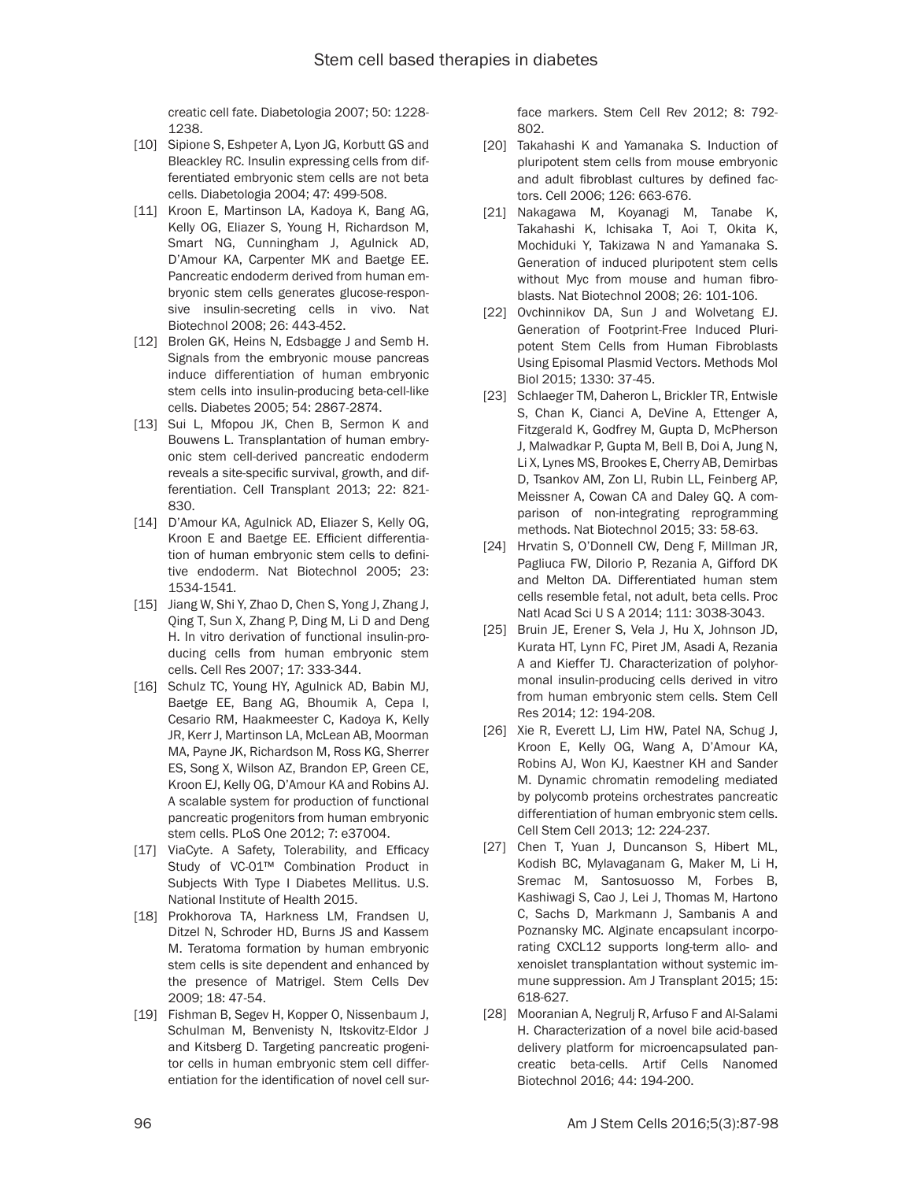creatic cell fate. Diabetologia 2007; 50: 1228-1238.

[10] Sipione S, Eshpeter A, Lyon JG, Korbutt GS and Bleackley RC. Insulin expressing cells from differentiated embryonic stem cells are not beta cells. Diabetologia 2004; 47: 499-508.

[11] Kroon E, Martinson LA, Kadoya K, Bang AG, Kelly OG, Eliazer S, Young H, Richardson M, Smart NG, Cunningham J, Agulnick AD, D'Amour KA, Carpenter MK and Baetge EE. Pancreatic endoderm derived from human embryonic stem cells generates glucose-responsive insulin-secreting cells in vivo. Nat Biotechnol 2008; 26: 443-452.

[12] Brolen GK, Heins N, Edsbagge J and Semb H. Signals from the embryonic mouse pancreas induce differentiation of human embryonic stem cells into insulin-producing beta-cell-like cells. Diabetes 2005; 54: 2867-2874.

[13] Sui L, Mfopou JK, Chen B, Sermon K and Bouwens L. Transplantation of human embryonic stem cell-derived pancreatic endoderm reveals a site-specific survival, growth, and differentiation. Cell Transplant 2013; 22: 821-830.

[14] D'Amour KA, Agulnick AD, Eliazer S, Kelly OG, Kroon E and Baetge EE. Efficient differentiation of human embryonic stem cells to definitive endoderm. Nat Biotechnol 2005; 23: 1534-1541.

[15] Jiang W, Shi Y, Zhao D, Chen S, Yong J, Zhang J, Qing T, Sun X, Zhang P, Ding M, Li D and Deng H. In vitro derivation of functional insulin-producing cells from human embryonic stem cells. Cell Res 2007; 17: 333-344.

[16] Schulz TC, Young HY, Agulnick AD, Babin MJ, Baetge EE, Bang AG, Bhoumik A, Cepa I, Cesario RM, Haakmeester C, Kadoya K, Kelly JR, Kerr J, Martinson LA, McLean AB, Moorman MA, Payne JK, Richardson M, Ross KG, Sherrer ES, Song X, Wilson AZ, Brandon EP, Green CE, Kroon EJ, Kelly OG, D'Amour KA and Robins AJ. A scalable system for production of functional pancreatic progenitors from human embryonic stem cells. PLoS One 2012; 7: e37004.

[17] ViaCyte. A Safety, Tolerability, and Efficacy Study of VC-01™ Combination Product in Subjects With Type I Diabetes Mellitus. U.S. National Institute of Health 2015.

[18] Prokhorova TA, Harkness LM, Frandsen U, Ditzel N, Schroder HD, Burns JS and Kassem M. Teratoma formation by human embryonic stem cells is site dependent and enhanced by the presence of Matrigel. Stem Cells Dev 2009; 18: 47-54.

[19] Fishman B, Segev H, Kopper O, Nissenbaum J, Schulman M, Benvenisty N, Itskovitz-Eldor J and Kitsberg D. Targeting pancreatic progenitor cells in human embryonic stem cell differentiation for the identification of novel cell surface markers. Stem Cell Rev 2012; 8: 792-802.

[20] Takahashi K and Yamanaka S. Induction of pluripotent stem cells from mouse embryonic and adult fibroblast cultures by defined factors. Cell 2006; 126: 663-676.

[21] Nakagawa M, Koyanagi M, Tanabe K, Takahashi K, Ichisaka T, Aoi T, Okita K, Mochiduki Y, Takizawa N and Yamanaka S. Generation of induced pluripotent stem cells without Myc from mouse and human fibroblasts. Nat Biotechnol 2008; 26: 101-106.

[22] Ovchinnikov DA, Sun J and Wolvetang EJ. Generation of Footprint-Free Induced Pluripotent Stem Cells from Human Fibroblasts Using Episomal Plasmid Vectors. Methods Mol Biol 2015; 1330: 37-45.

[23] Schlaeger TM, Daheron L, Brickler TR, Entwisle S, Chan K, Cianci A, DeVine A, Ettenger A, Fitzgerald K, Godfrey M, Gupta D, McPherson J, Malwadkar P, Gupta M, Bell B, Doi A, Jung N, Li X, Lynes MS, Brookes E, Cherry AB, Demirbas D, Tsankov AM, Zon LI, Rubin LL, Feinberg AP, Meissner A, Cowan CA and Daley GQ. A comparison of non-integrating reprogramming methods. Nat Biotechnol 2015; 33: 58-63.

[24] Hrvatin S, O'Donnell CW, Deng F, Millman JR, Pagliuca FW, DiIorio P, Rezania A, Gifford DK and Melton DA. Differentiated human stem cells resemble fetal, not adult, beta cells. Proc Natl Acad Sci U S A 2014; 111: 3038-3043.

[25] Bruin JE, Erener S, Vela J, Hu X, Johnson JD, Kurata HT, Lynn FC, Piret JM, Asadi A, Rezania A and Kieffer TJ. Characterization of polyhormonal insulin-producing cells derived in vitro from human embryonic stem cells. Stem Cell Res 2014; 12: 194-208.

[26] Xie R, Everett LJ, Lim HW, Patel NA, Schug J, Kroon E, Kelly OG, Wang A, D'Amour KA, Robins AJ, Won KJ, Kaestner KH and Sander M. Dynamic chromatin remodeling mediated by polycomb proteins orchestrates pancreatic differentiation of human embryonic stem cells. Cell Stem Cell 2013; 12: 224-237.

[27] Chen T, Yuan J, Duncanson S, Hibert ML, Kodish BC, Mylavaganam G, Maker M, Li H, Sremac M, Santosuosso M, Forbes B, Kashiwagi S, Cao J, Lei J, Thomas M, Hartono C, Sachs D, Markmann J, Sambanis A and Poznansky MC. Alginate encapsulant incorporating CXCL12 supports long-term allo- and xenoislet transplantation without systemic immune suppression. Am J Transplant 2015; 15: 618-627.

[28] Mooranian A, Negrulj R, Arfuso F and Al-Salami H. Characterization of a novel bile acid-based delivery platform for microencapsulated pancreatic beta-cells. Artif Cells Nanomed Biotechnol 2016; 44: 194-200.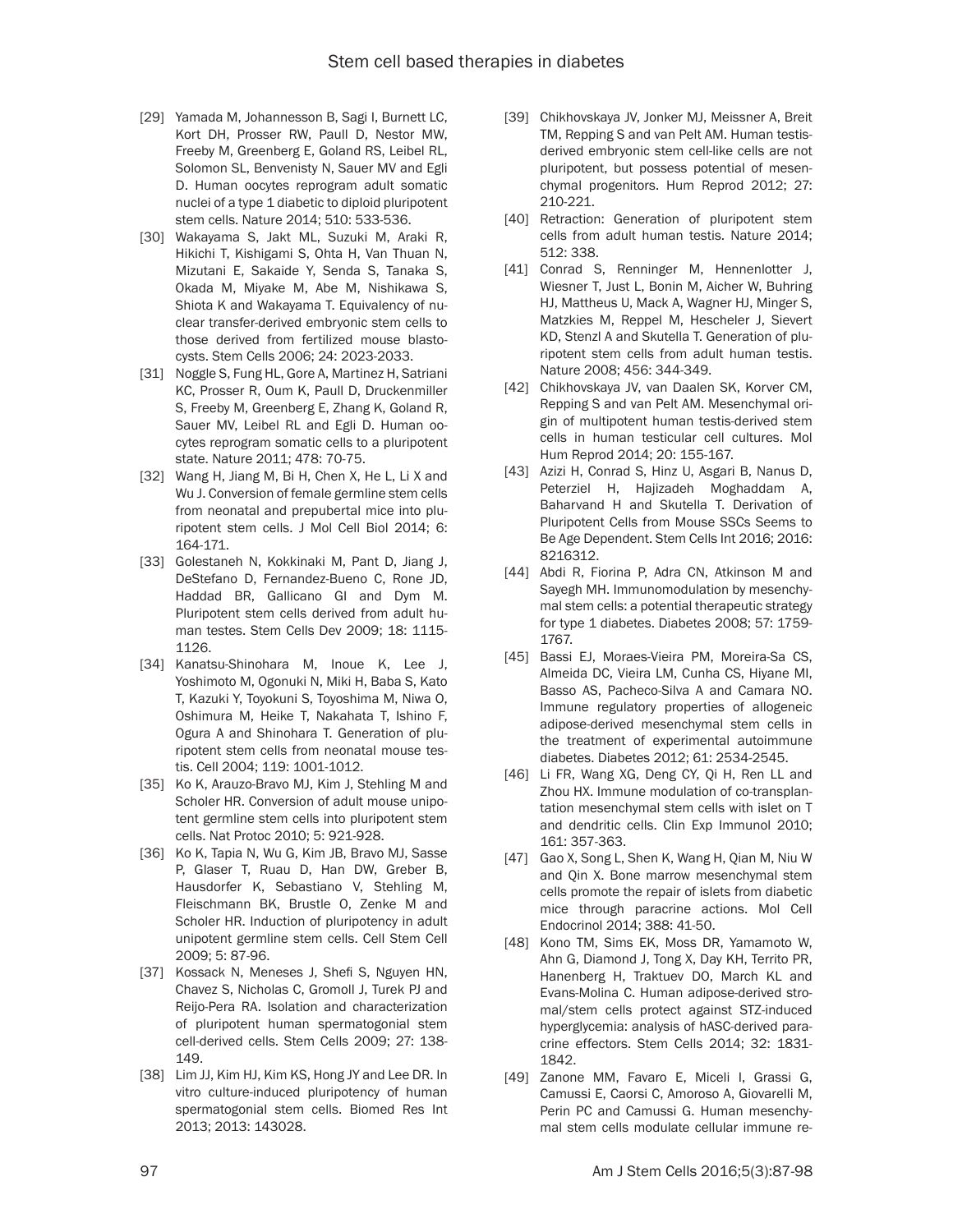[29] Yamada M, Johannesson B, Sagi I, Burnett LC, Kort DH, Prosser RW, Paull D, Nestor MW, Freeby M, Greenberg E, Goland RS, Leibel RL, Solomon SL, Benvenisty N, Sauer MV and Egli D. Human oocytes reprogram adult somatic nuclei of a type 1 diabetic to diploid pluripotent stem cells. Nature 2014; 510: 533-536.

[30] Wakayama S, Jakt ML, Suzuki M, Araki R, Hikichi T, Kishigami S, Ohta H, Van Thuan N, Mizutani E, Sakaide Y, Senda S, Tanaka S, Okada M, Miyake M, Abe M, Nishikawa S, Shiota K and Wakayama T. Equivalency of nuclear transfer-derived embryonic stem cells to those derived from fertilized mouse blastocysts. Stem Cells 2006; 24: 2023-2033.

[31] Noggle S, Fung HL, Gore A, Martinez H, Satriani KC, Prosser R, Oum K, Paull D, Druckenmiller S, Freeby M, Greenberg E, Zhang K, Goland R, Sauer MV, Leibel RL and Egli D. Human oocytes reprogram somatic cells to a pluripotent state. Nature 2011; 478: 70-75.

[32] Wang H, Jiang M, Bi H, Chen X, He L, Li X and Wu J. Conversion of female germline stem cells from neonatal and prepubertal mice into pluripotent stem cells. J Mol Cell Biol 2014; 6: 164-171.

[33] Golestaneh N, Kokkinaki M, Pant D, Jiang J, DeStefano D, Fernandez-Bueno C, Rone JD, Haddad BR, Gallicano GI and Dym M. Pluripotent stem cells derived from adult human testes. Stem Cells Dev 2009; 18: 1115-1126.

[34] Kanatsu-Shinohara M, Inoue K, Lee J, Yoshimoto M, Ogonuki N, Miki H, Baba S, Kato T, Kazuki Y, Toyokuni S, Toyoshima M, Niwa O, Oshimura M, Heike T, Nakahata T, Ishino F, Ogura A and Shinohara T. Generation of pluripotent stem cells from neonatal mouse testis. Cell 2004; 119: 1001-1012.

[35] Ko K, Arauzo-Bravo MJ, Kim J, Stehling M and Scholer HR. Conversion of adult mouse unipotent germline stem cells into pluripotent stem cells. Nat Protoc 2010; 5: 921-928.

[36] Ko K, Tapia N, Wu G, Kim JB, Bravo MJ, Sasse P, Glaser T, Ruau D, Han DW, Greber B, Hausdorfer K, Sebastiano V, Stehling M, Fleischmann BK, Brustle O, Zenke M and Scholer HR. Induction of pluripotency in adult unipotent germline stem cells. Cell Stem Cell 2009; 5: 87-96.

[37] Kossack N, Meneses J, Shefi S, Nguyen HN, Chavez S, Nicholas C, Gromoll J, Turek PJ and Reijo-Pera RA. Isolation and characterization of pluripotent human spermatogonial stem cell-derived cells. Stem Cells 2009; 27: 138-149.

[38] Lim JJ, Kim HJ, Kim KS, Hong JY and Lee DR. In vitro culture-induced pluripotency of human spermatogonial stem cells. Biomed Res Int 2013; 2013: 143028.

[39] Chikhovskaya JV, Jonker MJ, Meissner A, Breit TM, Repping S and van Pelt AM. Human testis-derived embryonic stem cell-like cells are not pluripotent, but possess potential of mesenchymal progenitors. Hum Reprod 2012; 27: 210-221.

[40] Retraction: Generation of pluripotent stem cells from adult human testis. Nature 2014; 512: 338.

[41] Conrad S, Renninger M, Hennenlotter J, Wiesner T, Just L, Bonin M, Aicher W, Buhring HJ, Mattheus U, Mack A, Wagner HJ, Minger S, Matzkies M, Reppel M, Hescheler J, Sievert KD, Stenzl A and Skutella T. Generation of pluripotent stem cells from adult human testis. Nature 2008; 456: 344-349.

[42] Chikhovskaya JV, van Daalen SK, Korver CM, Repping S and van Pelt AM. Mesenchymal origin of multipotent human testis-derived stem cells in human testicular cell cultures. Mol Hum Reprod 2014; 20: 155-167.

[43] Azizi H, Conrad S, Hinz U, Asgari B, Nanus D, Peterziel H, Hajizadeh Moghaddam A, Baharvand H and Skutella T. Derivation of Pluripotent Cells from Mouse SSCs Seems to Be Age Dependent. Stem Cells Int 2016; 2016: 8216312.

[44] Abdi R, Fiorina P, Adra CN, Atkinson M and Sayegh MH. Immunomodulation by mesenchymal stem cells: a potential therapeutic strategy for type 1 diabetes. Diabetes 2008; 57: 1759-1767.

[45] Bassi EJ, Moraes-Vieira PM, Moreira-Sa CS, Almeida DC, Vieira LM, Cunha CS, Hiyane MI, Basso AS, Pacheco-Silva A and Camara NO. Immune regulatory properties of allogeneic adipose-derived mesenchymal stem cells in the treatment of experimental autoimmune diabetes. Diabetes 2012; 61: 2534-2545.

[46] Li FR, Wang XG, Deng CY, Qi H, Ren LL and Zhou HX. Immune modulation of co-transplantation mesenchymal stem cells with islet on T and dendritic cells. Clin Exp Immunol 2010; 161: 357-363.

[47] Gao X, Song L, Shen K, Wang H, Qian M, Niu W and Qin X. Bone marrow mesenchymal stem cells promote the repair of islets from diabetic mice through paracrine actions. Mol Cell Endocrinol 2014; 388: 41-50.

[48] Kono TM, Sims EK, Moss DR, Yamamoto W, Ahn G, Diamond J, Tong X, Day KH, Territo PR, Hanenberg H, Traktuev DO, March KL and Evans-Molina C. Human adipose-derived stromal/stem cells protect against STZ-induced hyperglycemia: analysis of hASC-derived paracrine effectors. Stem Cells 2014; 32: 1831-1842.

[49] Zanone MM, Favaro E, Miceli I, Grassi G, Camussi E, Caorsi C, Amoroso A, Giovarelli M, Perin PC and Camussi G. Human mesenchymal stem cells modulate cellular immune re-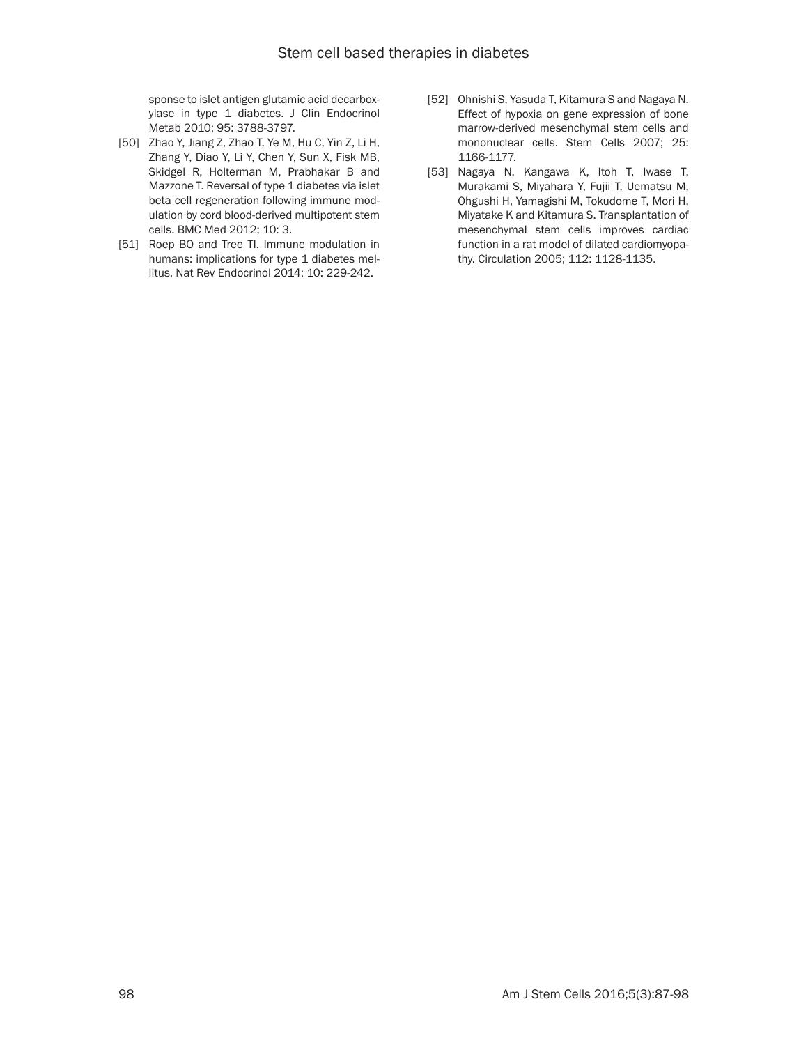sponse to islet antigen glutamic acid decarboxylase in type 1 diabetes. J Clin Endocrinol Metab 2010; 95: 3788-3797.

[50] Zhao Y, Jiang Z, Zhao T, Ye M, Hu C, Yin Z, Li H, Zhang Y, Diao Y, Li Y, Chen Y, Sun X, Fisk MB, Skidgel R, Holterman M, Prabhakar B and Mazzone T. Reversal of type 1 diabetes via islet beta cell regeneration following immune modulation by cord blood-derived multipotent stem cells. BMC Med 2012; 10: 3.

[51] Roep BO and Tree TI. Immune modulation in humans: implications for type 1 diabetes mellitus. Nat Rev Endocrinol 2014; 10: 229-242.

[52] Ohnishi S, Yasuda T, Kitamura S and Nagaya N. Effect of hypoxia on gene expression of bone marrow-derived mesenchymal stem cells and mononuclear cells. Stem Cells 2007; 25: 1166-1177.

[53] Nagaya N, Kangawa K, Itoh T, Iwase T, Murakami S, Miyahara Y, Fujii T, Uematsu M, Ohgushi H, Yamagishi M, Tokudome T, Mori H, Miyatake K and Kitamura S. Transplantation of mesenchymal stem cells improves cardiac function in a rat model of dilated cardiomyopathy. Circulation 2005; 112: 1128-1135.